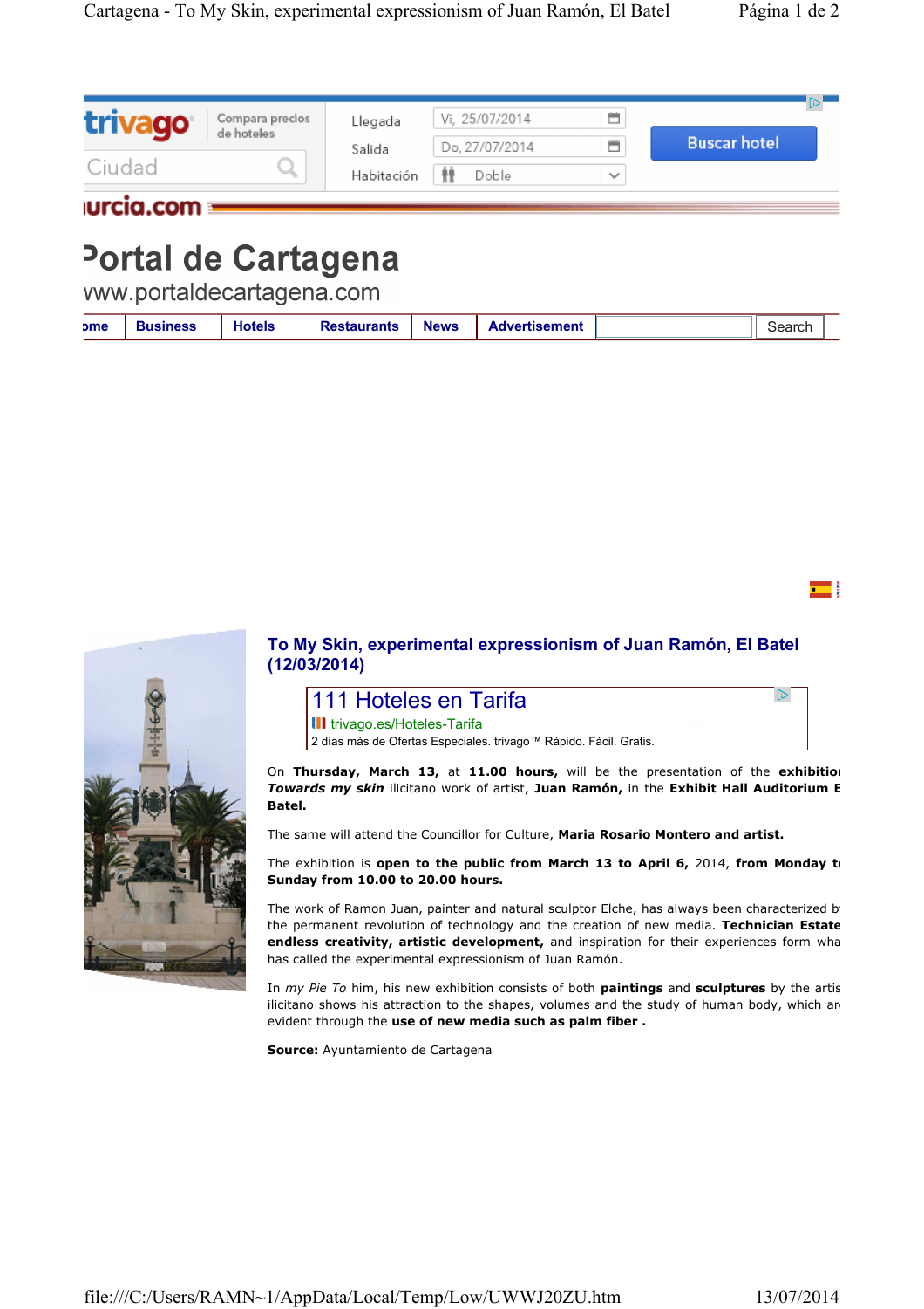trivago · Compara precios de hoteles · Ciudad · Llegada: Vi, 25/07/2014 · Salida: Do, 27/07/2014 · Habitación: Doble · Buscar hotel

urcia.com

# Portal de Cartagena

www.portaldecartagena.com

Home | Business | Hotels | Restaurants | News | Advertisement | Search

## To My Skin, experimental expressionism of Juan Ramón, El Batel (12/03/2014)

111 Hoteles en Tarifa
trivago.es/Hoteles-Tarifa
2 días más de Ofertas Especiales. trivago™ Rápido. Fácil. Gratis.

On **Thursday, March 13,** at **11.00 hours,** will be the presentation of the **exhibition** ***Towards my skin*** ilicitano work of artist, **Juan Ramón,** in the **Exhibit Hall Auditorium El Batel.**

The same will attend the Councillor for Culture, **Maria Rosario Montero and artist.**

The exhibition is **open to the public from March 13 to April 6,** 2014, **from Monday to Sunday from 10.00 to 20.00 hours.**

The work of Ramon Juan, painter and natural sculptor Elche, has always been characterized by the permanent revolution of technology and the creation of new media. **Technician Estate endless creativity, artistic development,** and inspiration for their experiences form what has called the experimental expressionism of Juan Ramón.

In *my Pie To* him, his new exhibition consists of both **paintings** and **sculptures** by the artist ilicitano shows his attraction to the shapes, volumes and the study of human body, which are evident through the **use of new media such as palm fiber .**

**Source:** Ayuntamiento de Cartagena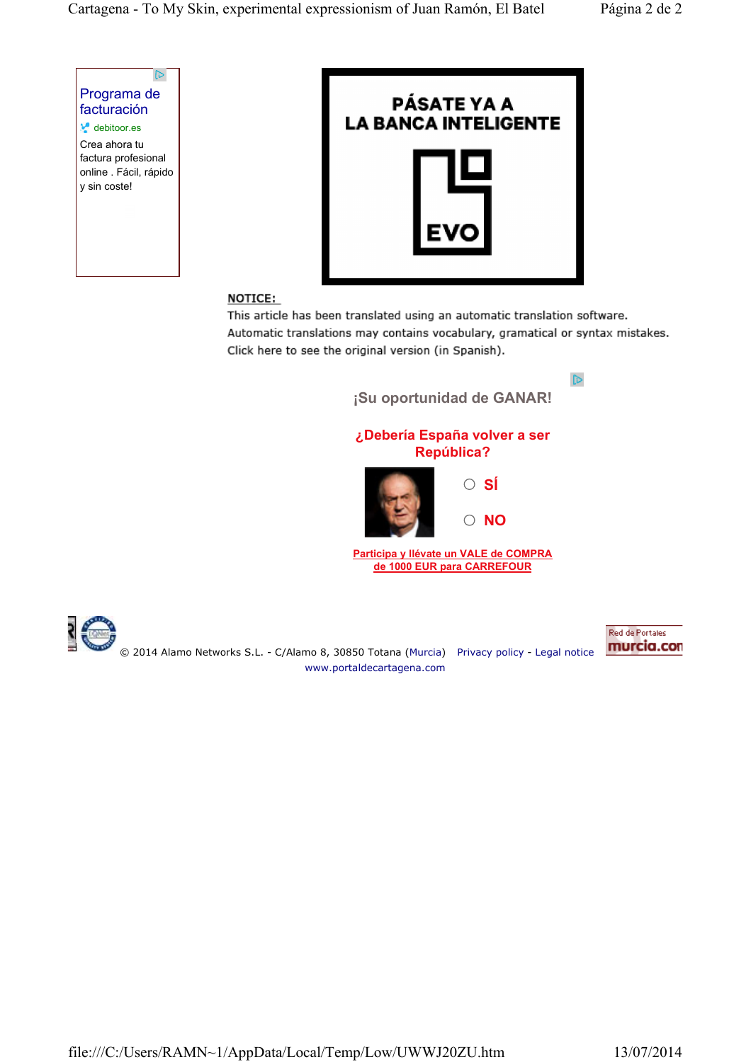Programa de facturación

debitoor.es

Crea ahora tu factura profesional online . Fácil, rápido y sin coste!

PÁSATE YA A
LA BANCA INTELIGENTE

EVO

**NOTICE:**

This article has been translated using an automatic translation software. Automatic translations may contains vocabulary, gramatical or syntax mistakes. Click here to see the original version (in Spanish).

¡Su oportunidad de GANAR!

¿Debería España volver a ser República?

- SÍ
- NO

Participa y llévate un VALE de COMPRA de 1000 EUR para CARREFOUR

© 2014 Alamo Networks S.L. - C/Alamo 8, 30850 Totana (Murcia) Privacy policy - Legal notice
www.portaldecartagena.com

Red de Portales murcia.com